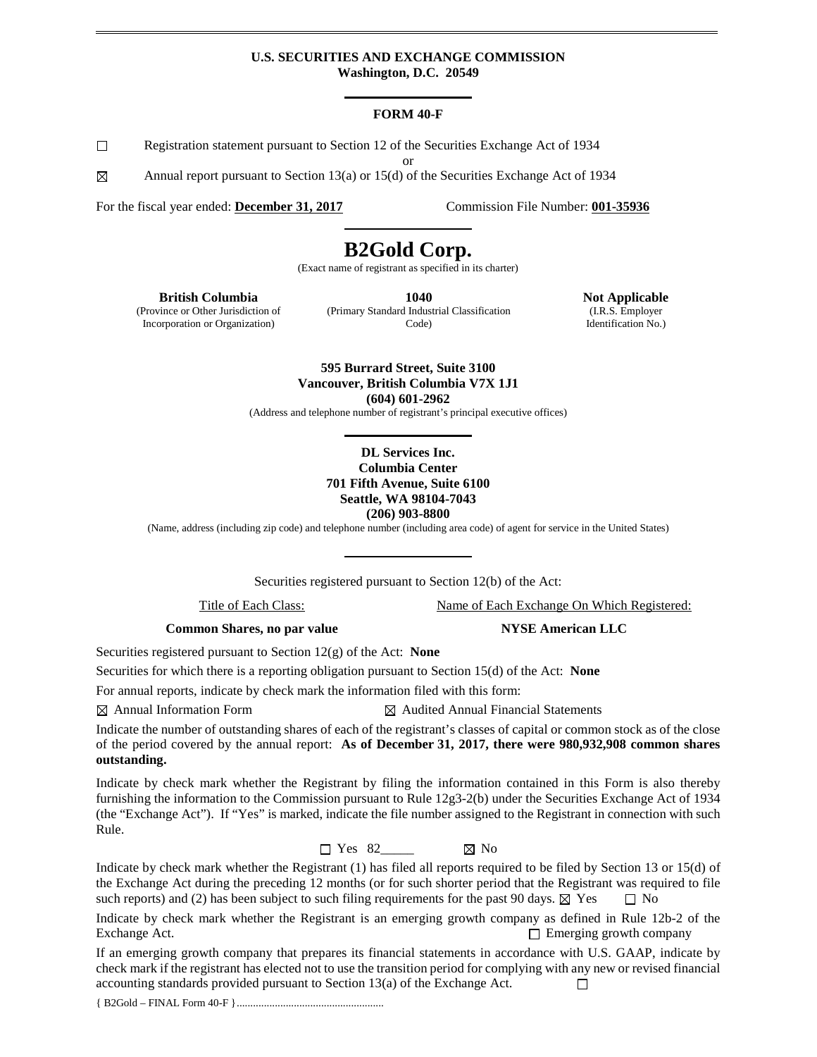**U.S. SECURITIES AND EXCHANGE COMMISSION**
**Washington, D.C. 20549**

**FORM 40-F**

☐ Registration statement pursuant to Section 12 of the Securities Exchange Act of 1934

or

☒ Annual report pursuant to Section 13(a) or 15(d) of the Securities Exchange Act of 1934

For the fiscal year ended: **December 31, 2017** Commission File Number: **001-35936**

# B2Gold Corp.

(Exact name of registrant as specified in its charter)

| **British Columbia** | **1040** | **Not Applicable** |
|---|---|---|
| (Province or Other Jurisdiction of Incorporation or Organization) | (Primary Standard Industrial Classification Code) | (I.R.S. Employer Identification No.) |

**595 Burrard Street, Suite 3100**
**Vancouver, British Columbia V7X 1J1**
**(604) 601-2962**
(Address and telephone number of registrant's principal executive offices)

**DL Services Inc.**
**Columbia Center**
**701 Fifth Avenue, Suite 6100**
**Seattle, WA 98104-7043**
**(206) 903-8800**
(Name, address (including zip code) and telephone number (including area code) of agent for service in the United States)

Securities registered pursuant to Section 12(b) of the Act:

| Title of Each Class: | Name of Each Exchange On Which Registered: |
|---|---|
| **Common Shares, no par value** | **NYSE American LLC** |

Securities registered pursuant to Section 12(g) of the Act: **None**

Securities for which there is a reporting obligation pursuant to Section 15(d) of the Act: **None**

For annual reports, indicate by check mark the information filed with this form:

☒ Annual Information Form ☒ Audited Annual Financial Statements

Indicate the number of outstanding shares of each of the registrant's classes of capital or common stock as of the close of the period covered by the annual report: **As of December 31, 2017, there were 980,932,908 common shares outstanding.**

Indicate by check mark whether the Registrant by filing the information contained in this Form is also thereby furnishing the information to the Commission pursuant to Rule 12g3-2(b) under the Securities Exchange Act of 1934 (the "Exchange Act"). If "Yes" is marked, indicate the file number assigned to the Registrant in connection with such Rule.

☐ Yes 82_____ ☒ No

Indicate by check mark whether the Registrant (1) has filed all reports required to be filed by Section 13 or 15(d) of the Exchange Act during the preceding 12 months (or for such shorter period that the Registrant was required to file such reports) and (2) has been subject to such filing requirements for the past 90 days. ☒ Yes ☐ No

Indicate by check mark whether the Registrant is an emerging growth company as defined in Rule 12b-2 of the Exchange Act. ☐ Emerging growth company

If an emerging growth company that prepares its financial statements in accordance with U.S. GAAP, indicate by check mark if the registrant has elected not to use the transition period for complying with any new or revised financial accounting standards provided pursuant to Section 13(a) of the Exchange Act. ☐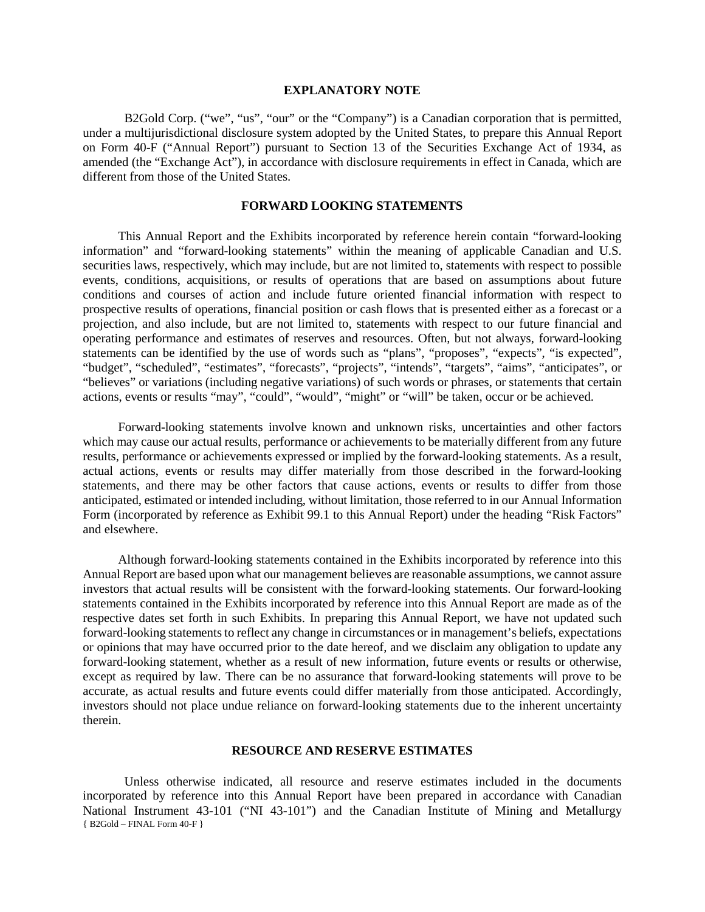## EXPLANATORY NOTE

B2Gold Corp. ("we", "us", "our" or the "Company") is a Canadian corporation that is permitted, under a multijurisdictional disclosure system adopted by the United States, to prepare this Annual Report on Form 40-F ("Annual Report") pursuant to Section 13 of the Securities Exchange Act of 1934, as amended (the "Exchange Act"), in accordance with disclosure requirements in effect in Canada, which are different from those of the United States.

## FORWARD LOOKING STATEMENTS

This Annual Report and the Exhibits incorporated by reference herein contain "forward-looking information" and "forward-looking statements" within the meaning of applicable Canadian and U.S. securities laws, respectively, which may include, but are not limited to, statements with respect to possible events, conditions, acquisitions, or results of operations that are based on assumptions about future conditions and courses of action and include future oriented financial information with respect to prospective results of operations, financial position or cash flows that is presented either as a forecast or a projection, and also include, but are not limited to, statements with respect to our future financial and operating performance and estimates of reserves and resources. Often, but not always, forward-looking statements can be identified by the use of words such as "plans", "proposes", "expects", "is expected", "budget", "scheduled", "estimates", "forecasts", "projects", "intends", "targets", "aims", "anticipates", or "believes" or variations (including negative variations) of such words or phrases, or statements that certain actions, events or results "may", "could", "would", "might" or "will" be taken, occur or be achieved.

Forward-looking statements involve known and unknown risks, uncertainties and other factors which may cause our actual results, performance or achievements to be materially different from any future results, performance or achievements expressed or implied by the forward-looking statements. As a result, actual actions, events or results may differ materially from those described in the forward-looking statements, and there may be other factors that cause actions, events or results to differ from those anticipated, estimated or intended including, without limitation, those referred to in our Annual Information Form (incorporated by reference as Exhibit 99.1 to this Annual Report) under the heading "Risk Factors" and elsewhere.

Although forward-looking statements contained in the Exhibits incorporated by reference into this Annual Report are based upon what our management believes are reasonable assumptions, we cannot assure investors that actual results will be consistent with the forward-looking statements. Our forward-looking statements contained in the Exhibits incorporated by reference into this Annual Report are made as of the respective dates set forth in such Exhibits. In preparing this Annual Report, we have not updated such forward-looking statements to reflect any change in circumstances or in management's beliefs, expectations or opinions that may have occurred prior to the date hereof, and we disclaim any obligation to update any forward-looking statement, whether as a result of new information, future events or results or otherwise, except as required by law. There can be no assurance that forward-looking statements will prove to be accurate, as actual results and future events could differ materially from those anticipated. Accordingly, investors should not place undue reliance on forward-looking statements due to the inherent uncertainty therein.

## RESOURCE AND RESERVE ESTIMATES

Unless otherwise indicated, all resource and reserve estimates included in the documents incorporated by reference into this Annual Report have been prepared in accordance with Canadian National Instrument 43-101 ("NI 43-101") and the Canadian Institute of Mining and Metallurgy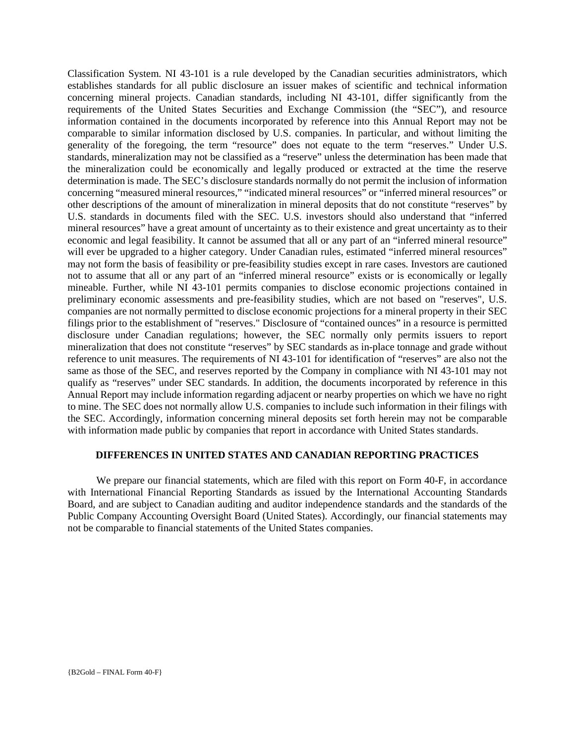Classification System. NI 43-101 is a rule developed by the Canadian securities administrators, which establishes standards for all public disclosure an issuer makes of scientific and technical information concerning mineral projects. Canadian standards, including NI 43-101, differ significantly from the requirements of the United States Securities and Exchange Commission (the "SEC"), and resource information contained in the documents incorporated by reference into this Annual Report may not be comparable to similar information disclosed by U.S. companies. In particular, and without limiting the generality of the foregoing, the term "resource" does not equate to the term "reserves." Under U.S. standards, mineralization may not be classified as a "reserve" unless the determination has been made that the mineralization could be economically and legally produced or extracted at the time the reserve determination is made. The SEC's disclosure standards normally do not permit the inclusion of information concerning "measured mineral resources," "indicated mineral resources" or "inferred mineral resources" or other descriptions of the amount of mineralization in mineral deposits that do not constitute "reserves" by U.S. standards in documents filed with the SEC. U.S. investors should also understand that "inferred mineral resources" have a great amount of uncertainty as to their existence and great uncertainty as to their economic and legal feasibility. It cannot be assumed that all or any part of an "inferred mineral resource" will ever be upgraded to a higher category. Under Canadian rules, estimated "inferred mineral resources" may not form the basis of feasibility or pre-feasibility studies except in rare cases. Investors are cautioned not to assume that all or any part of an "inferred mineral resource" exists or is economically or legally mineable. Further, while NI 43-101 permits companies to disclose economic projections contained in preliminary economic assessments and pre-feasibility studies, which are not based on "reserves", U.S. companies are not normally permitted to disclose economic projections for a mineral property in their SEC filings prior to the establishment of "reserves." Disclosure of "contained ounces" in a resource is permitted disclosure under Canadian regulations; however, the SEC normally only permits issuers to report mineralization that does not constitute "reserves" by SEC standards as in-place tonnage and grade without reference to unit measures. The requirements of NI 43-101 for identification of "reserves" are also not the same as those of the SEC, and reserves reported by the Company in compliance with NI 43-101 may not qualify as "reserves" under SEC standards. In addition, the documents incorporated by reference in this Annual Report may include information regarding adjacent or nearby properties on which we have no right to mine. The SEC does not normally allow U.S. companies to include such information in their filings with the SEC. Accordingly, information concerning mineral deposits set forth herein may not be comparable with information made public by companies that report in accordance with United States standards.

## DIFFERENCES IN UNITED STATES AND CANADIAN REPORTING PRACTICES

We prepare our financial statements, which are filed with this report on Form 40-F, in accordance with International Financial Reporting Standards as issued by the International Accounting Standards Board, and are subject to Canadian auditing and auditor independence standards and the standards of the Public Company Accounting Oversight Board (United States). Accordingly, our financial statements may not be comparable to financial statements of the United States companies.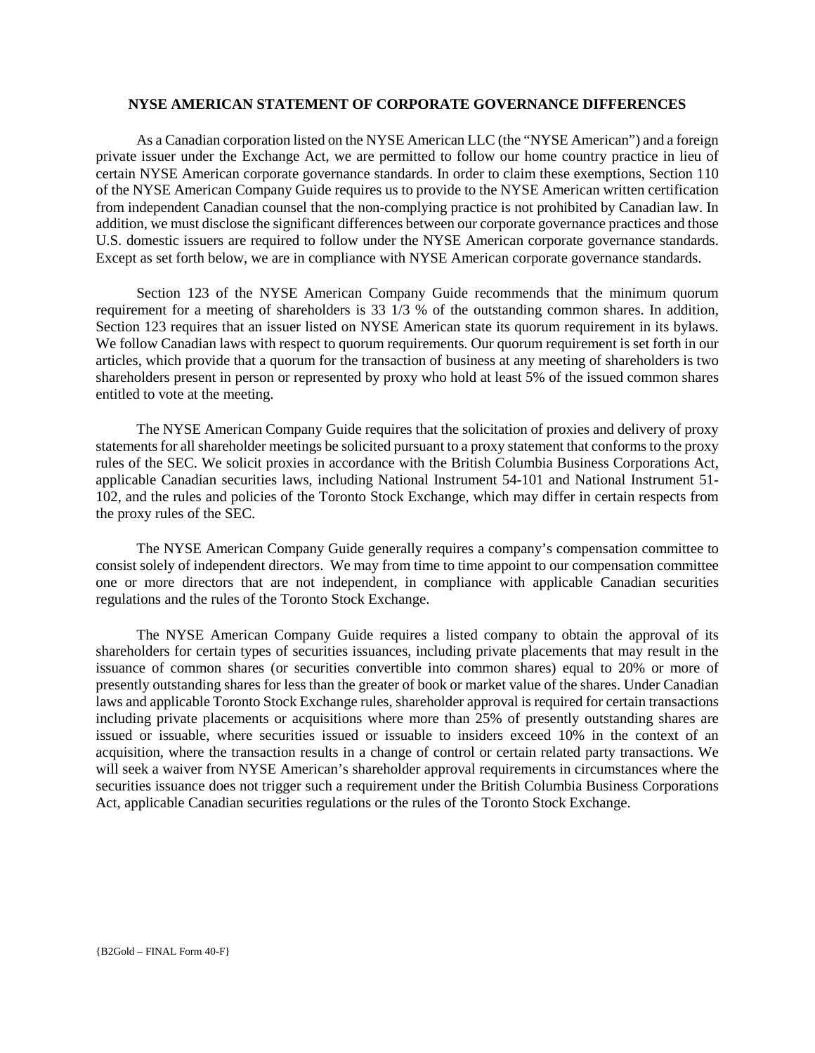## NYSE AMERICAN STATEMENT OF CORPORATE GOVERNANCE DIFFERENCES

As a Canadian corporation listed on the NYSE American LLC (the "NYSE American") and a foreign private issuer under the Exchange Act, we are permitted to follow our home country practice in lieu of certain NYSE American corporate governance standards. In order to claim these exemptions, Section 110 of the NYSE American Company Guide requires us to provide to the NYSE American written certification from independent Canadian counsel that the non-complying practice is not prohibited by Canadian law. In addition, we must disclose the significant differences between our corporate governance practices and those U.S. domestic issuers are required to follow under the NYSE American corporate governance standards. Except as set forth below, we are in compliance with NYSE American corporate governance standards.

Section 123 of the NYSE American Company Guide recommends that the minimum quorum requirement for a meeting of shareholders is 33 1/3 % of the outstanding common shares. In addition, Section 123 requires that an issuer listed on NYSE American state its quorum requirement in its bylaws. We follow Canadian laws with respect to quorum requirements. Our quorum requirement is set forth in our articles, which provide that a quorum for the transaction of business at any meeting of shareholders is two shareholders present in person or represented by proxy who hold at least 5% of the issued common shares entitled to vote at the meeting.

The NYSE American Company Guide requires that the solicitation of proxies and delivery of proxy statements for all shareholder meetings be solicited pursuant to a proxy statement that conforms to the proxy rules of the SEC. We solicit proxies in accordance with the British Columbia Business Corporations Act, applicable Canadian securities laws, including National Instrument 54-101 and National Instrument 51-102, and the rules and policies of the Toronto Stock Exchange, which may differ in certain respects from the proxy rules of the SEC.

The NYSE American Company Guide generally requires a company's compensation committee to consist solely of independent directors. We may from time to time appoint to our compensation committee one or more directors that are not independent, in compliance with applicable Canadian securities regulations and the rules of the Toronto Stock Exchange.

The NYSE American Company Guide requires a listed company to obtain the approval of its shareholders for certain types of securities issuances, including private placements that may result in the issuance of common shares (or securities convertible into common shares) equal to 20% or more of presently outstanding shares for less than the greater of book or market value of the shares. Under Canadian laws and applicable Toronto Stock Exchange rules, shareholder approval is required for certain transactions including private placements or acquisitions where more than 25% of presently outstanding shares are issued or issuable, where securities issued or issuable to insiders exceed 10% in the context of an acquisition, where the transaction results in a change of control or certain related party transactions. We will seek a waiver from NYSE American's shareholder approval requirements in circumstances where the securities issuance does not trigger such a requirement under the British Columbia Business Corporations Act, applicable Canadian securities regulations or the rules of the Toronto Stock Exchange.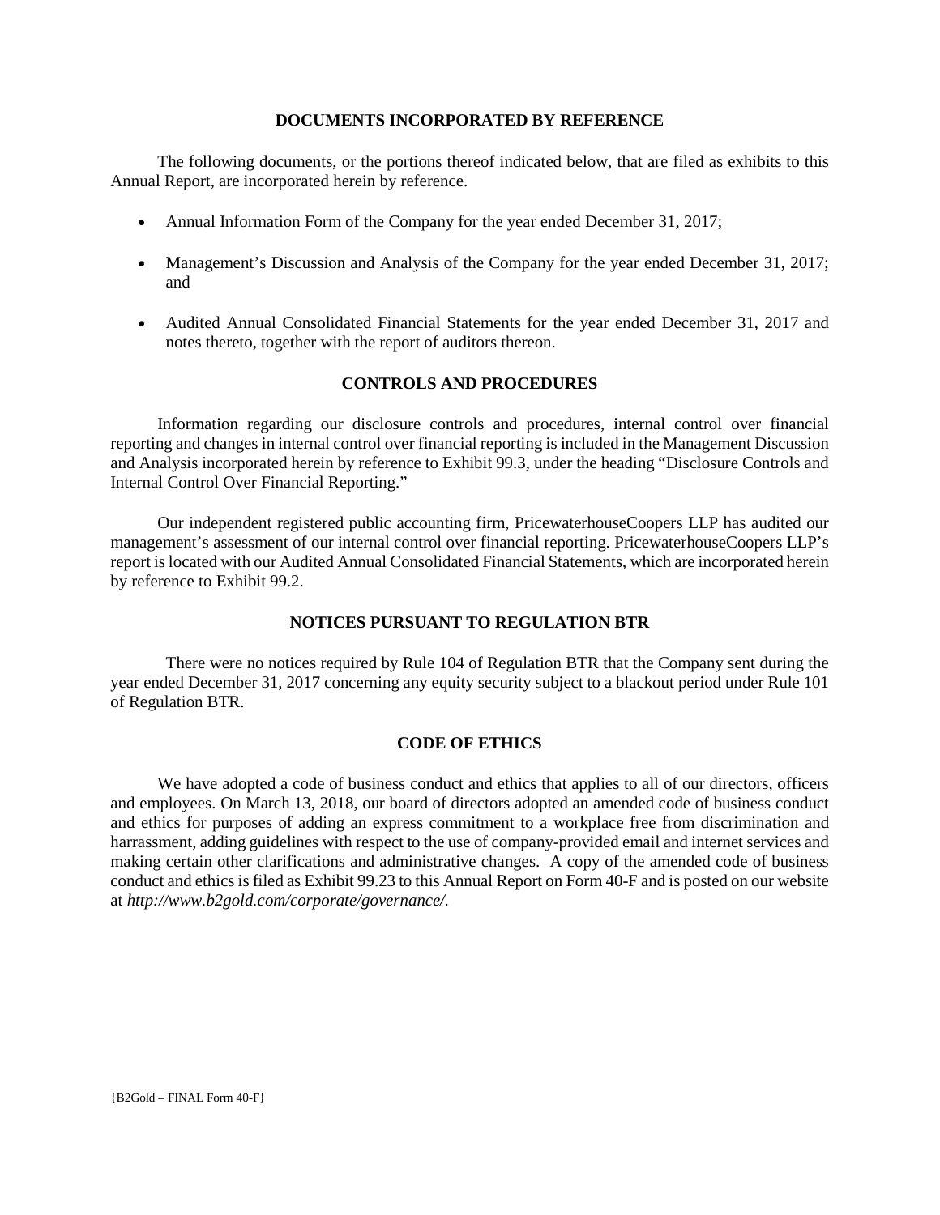## DOCUMENTS INCORPORATED BY REFERENCE

The following documents, or the portions thereof indicated below, that are filed as exhibits to this Annual Report, are incorporated herein by reference.

- Annual Information Form of the Company for the year ended December 31, 2017;
- Management's Discussion and Analysis of the Company for the year ended December 31, 2017; and
- Audited Annual Consolidated Financial Statements for the year ended December 31, 2017 and notes thereto, together with the report of auditors thereon.

## CONTROLS AND PROCEDURES

Information regarding our disclosure controls and procedures, internal control over financial reporting and changes in internal control over financial reporting is included in the Management Discussion and Analysis incorporated herein by reference to Exhibit 99.3, under the heading "Disclosure Controls and Internal Control Over Financial Reporting."

Our independent registered public accounting firm, PricewaterhouseCoopers LLP has audited our management's assessment of our internal control over financial reporting. PricewaterhouseCoopers LLP's report is located with our Audited Annual Consolidated Financial Statements, which are incorporated herein by reference to Exhibit 99.2.

## NOTICES PURSUANT TO REGULATION BTR

There were no notices required by Rule 104 of Regulation BTR that the Company sent during the year ended December 31, 2017 concerning any equity security subject to a blackout period under Rule 101 of Regulation BTR.

## CODE OF ETHICS

We have adopted a code of business conduct and ethics that applies to all of our directors, officers and employees. On March 13, 2018, our board of directors adopted an amended code of business conduct and ethics for purposes of adding an express commitment to a workplace free from discrimination and harrassment, adding guidelines with respect to the use of company-provided email and internet services and making certain other clarifications and administrative changes. A copy of the amended code of business conduct and ethics is filed as Exhibit 99.23 to this Annual Report on Form 40-F and is posted on our website at *http://www.b2gold.com/corporate/governance/*.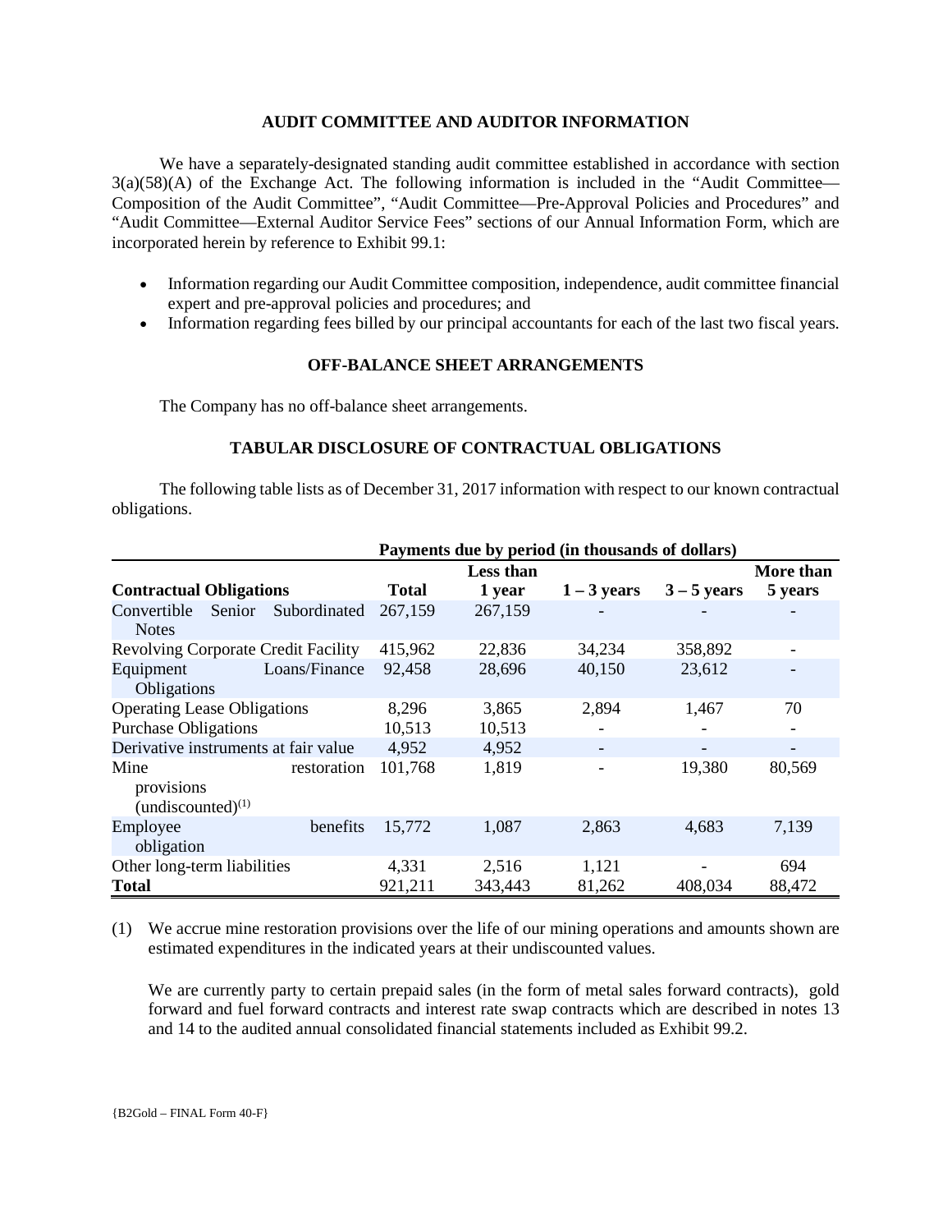## AUDIT COMMITTEE AND AUDITOR INFORMATION

We have a separately-designated standing audit committee established in accordance with section 3(a)(58)(A) of the Exchange Act. The following information is included in the "Audit Committee—Composition of the Audit Committee", "Audit Committee—Pre-Approval Policies and Procedures" and "Audit Committee—External Auditor Service Fees" sections of our Annual Information Form, which are incorporated herein by reference to Exhibit 99.1:

- Information regarding our Audit Committee composition, independence, audit committee financial expert and pre-approval policies and procedures; and
- Information regarding fees billed by our principal accountants for each of the last two fiscal years.

## OFF-BALANCE SHEET ARRANGEMENTS

The Company has no off-balance sheet arrangements.

## TABULAR DISCLOSURE OF CONTRACTUAL OBLIGATIONS

The following table lists as of December 31, 2017 information with respect to our known contractual obligations.

| | Payments due by period (in thousands of dollars) | | | | |
|---|---|---|---|---|---|
| **Contractual Obligations** | **Total** | **Less than 1 year** | **1 – 3 years** | **3 – 5 years** | **More than 5 years** |
| Convertible Senior Subordinated Notes | 267,159 | 267,159 | - | - | - |
| Revolving Corporate Credit Facility | 415,962 | 22,836 | 34,234 | 358,892 | - |
| Equipment Loans/Finance Obligations | 92,458 | 28,696 | 40,150 | 23,612 | - |
| Operating Lease Obligations | 8,296 | 3,865 | 2,894 | 1,467 | 70 |
| Purchase Obligations | 10,513 | 10,513 | - | - | - |
| Derivative instruments at fair value | 4,952 | 4,952 | - | - | - |
| Mine restoration provisions (undiscounted)[(1)] | 101,768 | 1,819 | - | 19,380 | 80,569 |
| Employee benefits obligation | 15,772 | 1,087 | 2,863 | 4,683 | 7,139 |
| Other long-term liabilities | 4,331 | 2,516 | 1,121 | - | 694 |
| **Total** | 921,211 | 343,443 | 81,262 | 408,034 | 88,472 |

(1) We accrue mine restoration provisions over the life of our mining operations and amounts shown are estimated expenditures in the indicated years at their undiscounted values.

We are currently party to certain prepaid sales (in the form of metal sales forward contracts), gold forward and fuel forward contracts and interest rate swap contracts which are described in notes 13 and 14 to the audited annual consolidated financial statements included as Exhibit 99.2.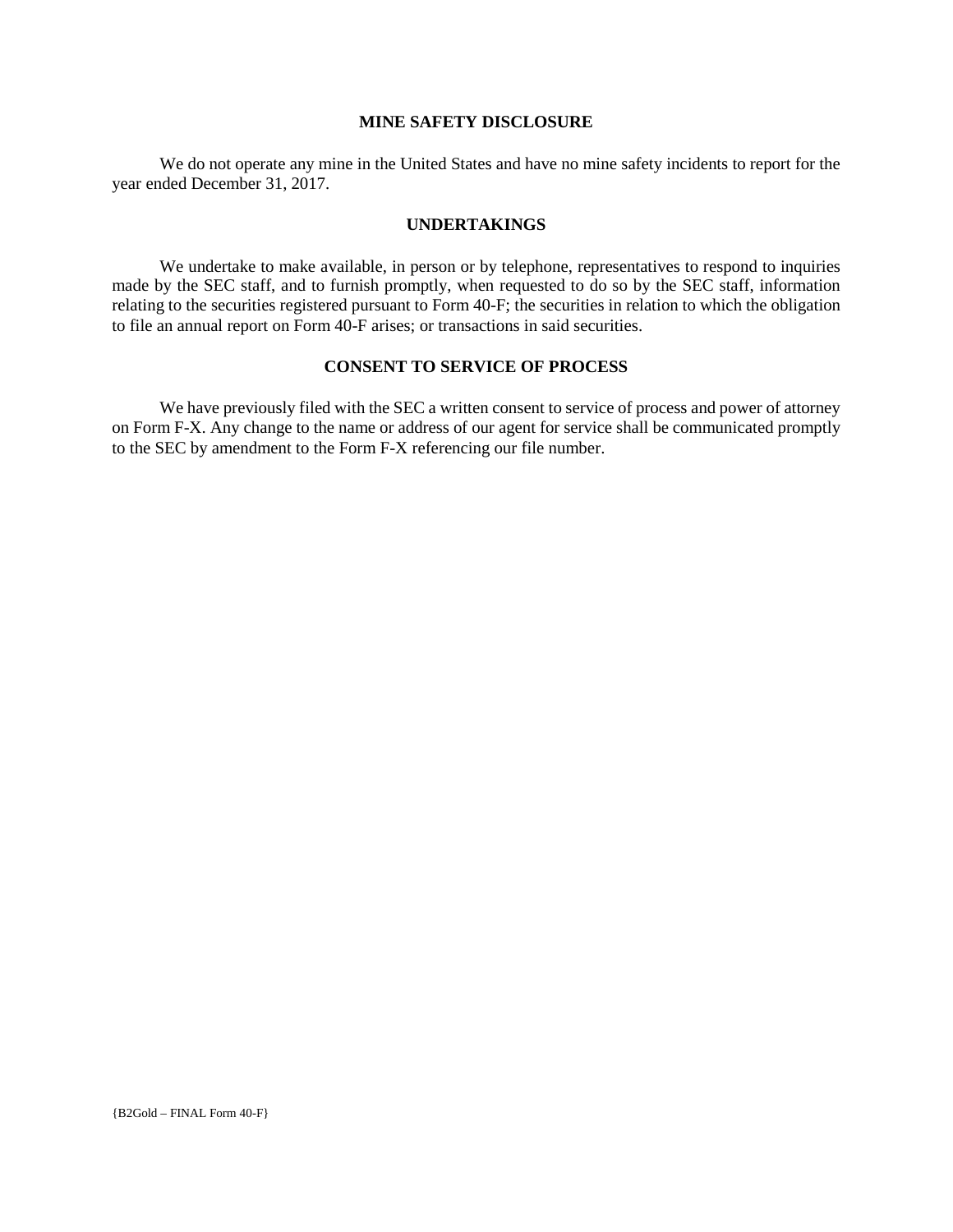## MINE SAFETY DISCLOSURE

We do not operate any mine in the United States and have no mine safety incidents to report for the year ended December 31, 2017.

## UNDERTAKINGS

We undertake to make available, in person or by telephone, representatives to respond to inquiries made by the SEC staff, and to furnish promptly, when requested to do so by the SEC staff, information relating to the securities registered pursuant to Form 40-F; the securities in relation to which the obligation to file an annual report on Form 40-F arises; or transactions in said securities.

## CONSENT TO SERVICE OF PROCESS

We have previously filed with the SEC a written consent to service of process and power of attorney on Form F-X. Any change to the name or address of our agent for service shall be communicated promptly to the SEC by amendment to the Form F-X referencing our file number.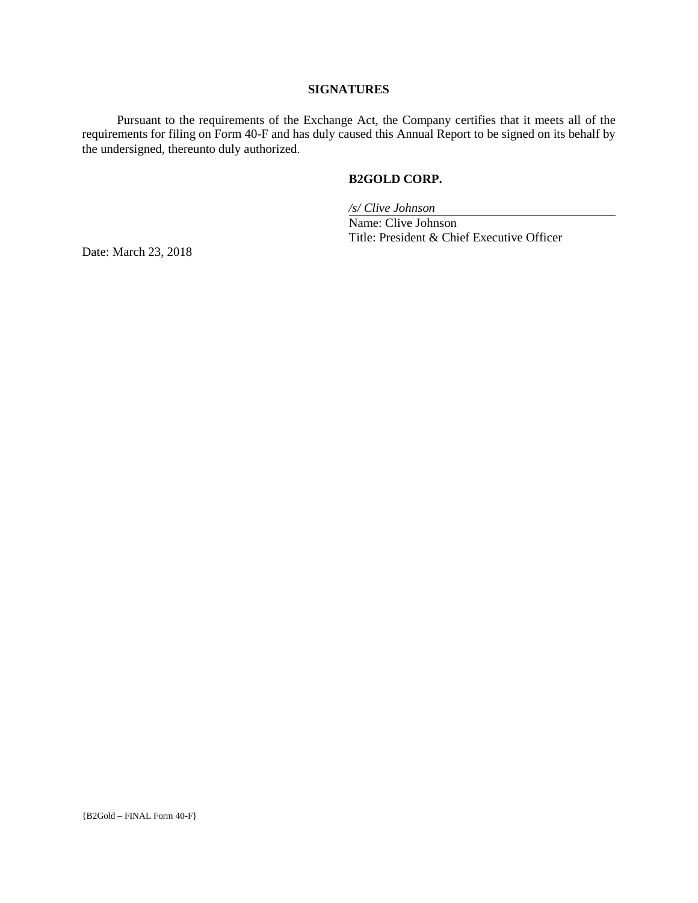## SIGNATURES

Pursuant to the requirements of the Exchange Act, the Company certifies that it meets all of the requirements for filing on Form 40-F and has duly caused this Annual Report to be signed on its behalf by the undersigned, thereunto duly authorized.

**B2GOLD CORP.**

*/s/ Clive Johnson*
Name: Clive Johnson
Title: President & Chief Executive Officer

Date: March 23, 2018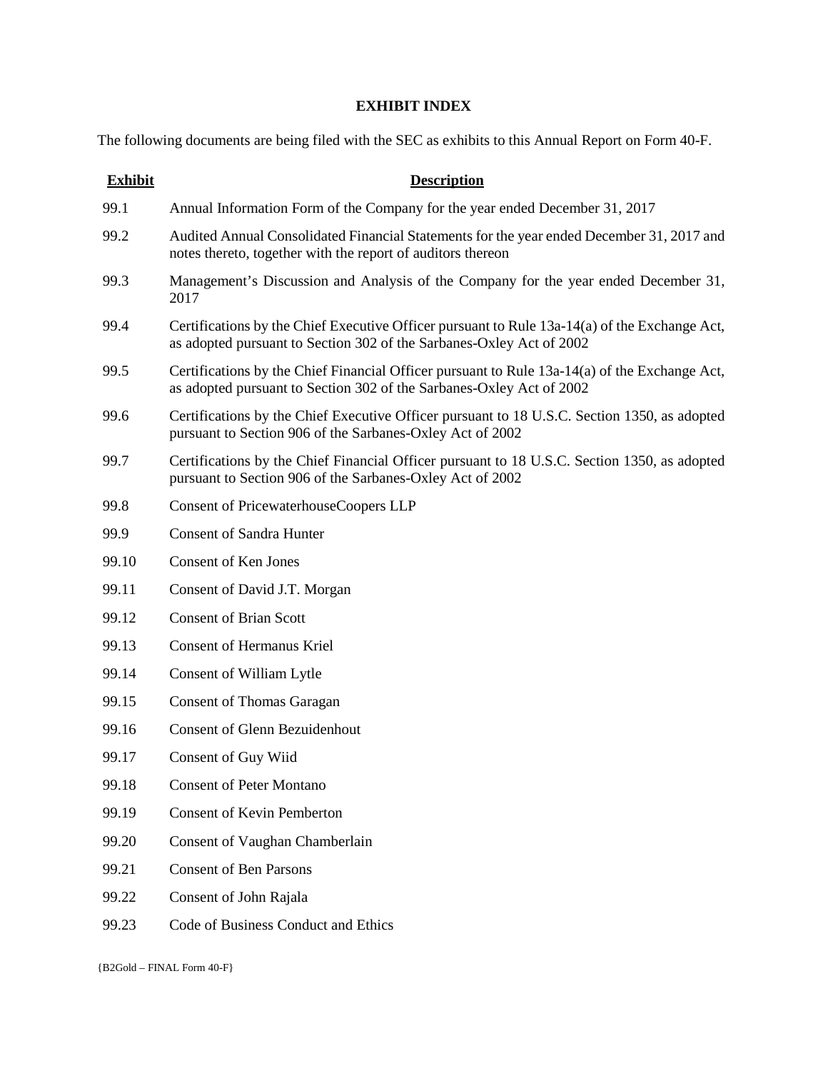# EXHIBIT INDEX

The following documents are being filed with the SEC as exhibits to this Annual Report on Form 40-F.

| Exhibit | Description |
|---|---|
| 99.1 | Annual Information Form of the Company for the year ended December 31, 2017 |
| 99.2 | Audited Annual Consolidated Financial Statements for the year ended December 31, 2017 and notes thereto, together with the report of auditors thereon |
| 99.3 | Management's Discussion and Analysis of the Company for the year ended December 31, 2017 |
| 99.4 | Certifications by the Chief Executive Officer pursuant to Rule 13a-14(a) of the Exchange Act, as adopted pursuant to Section 302 of the Sarbanes-Oxley Act of 2002 |
| 99.5 | Certifications by the Chief Financial Officer pursuant to Rule 13a-14(a) of the Exchange Act, as adopted pursuant to Section 302 of the Sarbanes-Oxley Act of 2002 |
| 99.6 | Certifications by the Chief Executive Officer pursuant to 18 U.S.C. Section 1350, as adopted pursuant to Section 906 of the Sarbanes-Oxley Act of 2002 |
| 99.7 | Certifications by the Chief Financial Officer pursuant to 18 U.S.C. Section 1350, as adopted pursuant to Section 906 of the Sarbanes-Oxley Act of 2002 |
| 99.8 | Consent of PricewaterhouseCoopers LLP |
| 99.9 | Consent of Sandra Hunter |
| 99.10 | Consent of Ken Jones |
| 99.11 | Consent of David J.T. Morgan |
| 99.12 | Consent of Brian Scott |
| 99.13 | Consent of Hermanus Kriel |
| 99.14 | Consent of William Lytle |
| 99.15 | Consent of Thomas Garagan |
| 99.16 | Consent of Glenn Bezuidenhout |
| 99.17 | Consent of Guy Wiid |
| 99.18 | Consent of Peter Montano |
| 99.19 | Consent of Kevin Pemberton |
| 99.20 | Consent of Vaughan Chamberlain |
| 99.21 | Consent of Ben Parsons |
| 99.22 | Consent of John Rajala |
| 99.23 | Code of Business Conduct and Ethics |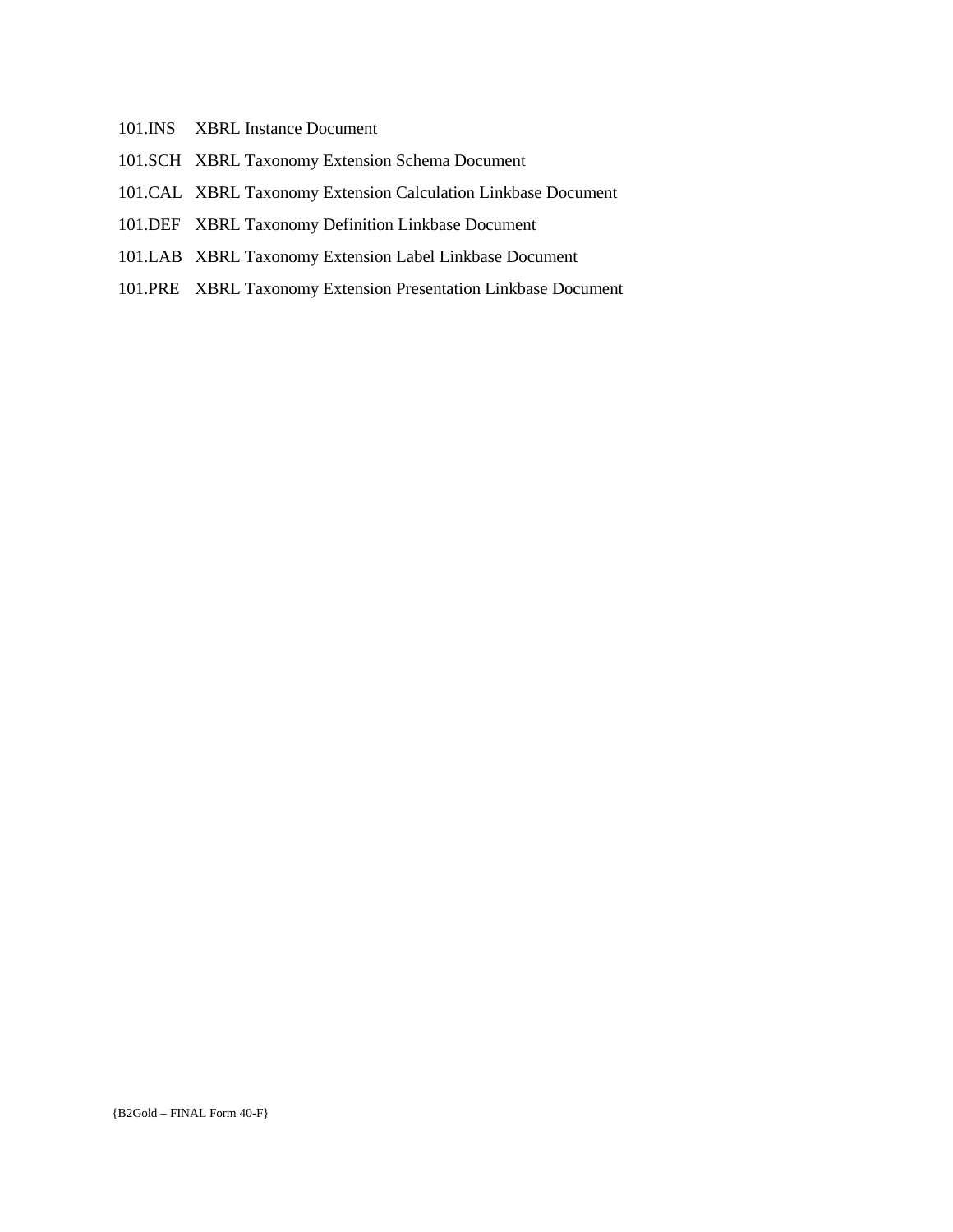| | |
|---|---|
| 101.INS | XBRL Instance Document |
| 101.SCH | XBRL Taxonomy Extension Schema Document |
| 101.CAL | XBRL Taxonomy Extension Calculation Linkbase Document |
| 101.DEF | XBRL Taxonomy Definition Linkbase Document |
| 101.LAB | XBRL Taxonomy Extension Label Linkbase Document |
| 101.PRE | XBRL Taxonomy Extension Presentation Linkbase Document |